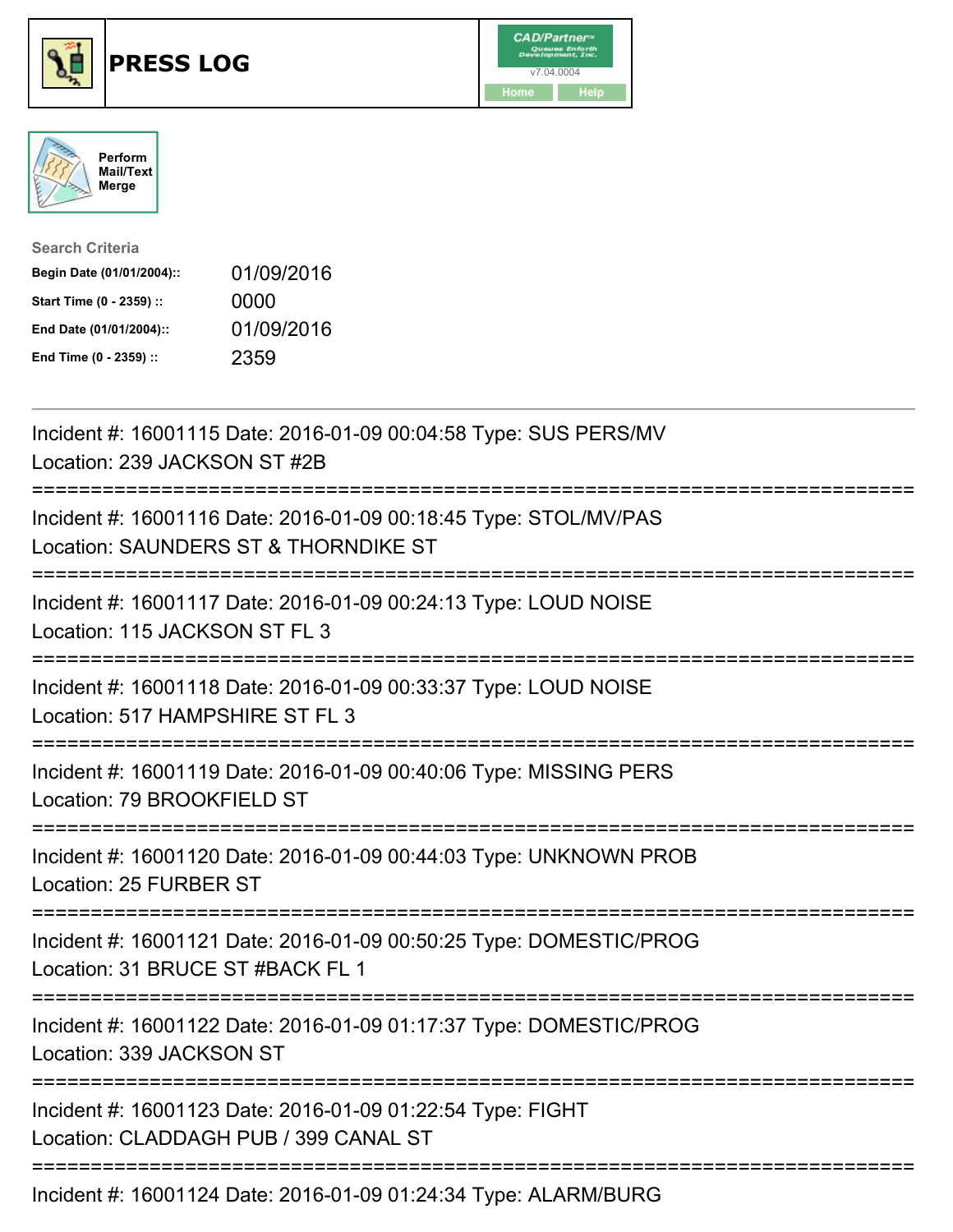# PRESS LOG

CAD/Partner v7.04.0004

Home | Help

Perform Mail/Text Merge

**Search Criteria**

| | |
|---|---|
| **Begin Date (01/01/2004)::** | 01/09/2016 |
| **Start Time (0 - 2359) ::** | 0000 |
| **End Date (01/01/2004)::** | 01/09/2016 |
| **End Time (0 - 2359) ::** | 2359 |

---

Incident #: 16001115 Date: 2016-01-09 00:04:58 Type: SUS PERS/MV
Location: 239 JACKSON ST #2B

===========================================================================

Incident #: 16001116 Date: 2016-01-09 00:18:45 Type: STOL/MV/PAS
Location: SAUNDERS ST & THORNDIKE ST

===========================================================================

Incident #: 16001117 Date: 2016-01-09 00:24:13 Type: LOUD NOISE
Location: 115 JACKSON ST FL 3

===========================================================================

Incident #: 16001118 Date: 2016-01-09 00:33:37 Type: LOUD NOISE
Location: 517 HAMPSHIRE ST FL 3

===========================================================================

Incident #: 16001119 Date: 2016-01-09 00:40:06 Type: MISSING PERS
Location: 79 BROOKFIELD ST

===========================================================================

Incident #: 16001120 Date: 2016-01-09 00:44:03 Type: UNKNOWN PROB
Location: 25 FURBER ST

===========================================================================

Incident #: 16001121 Date: 2016-01-09 00:50:25 Type: DOMESTIC/PROG
Location: 31 BRUCE ST #BACK FL 1

===========================================================================

Incident #: 16001122 Date: 2016-01-09 01:17:37 Type: DOMESTIC/PROG
Location: 339 JACKSON ST

===========================================================================

Incident #: 16001123 Date: 2016-01-09 01:22:54 Type: FIGHT
Location: CLADDAGH PUB / 399 CANAL ST

===========================================================================

Incident #: 16001124 Date: 2016-01-09 01:24:34 Type: ALARM/BURG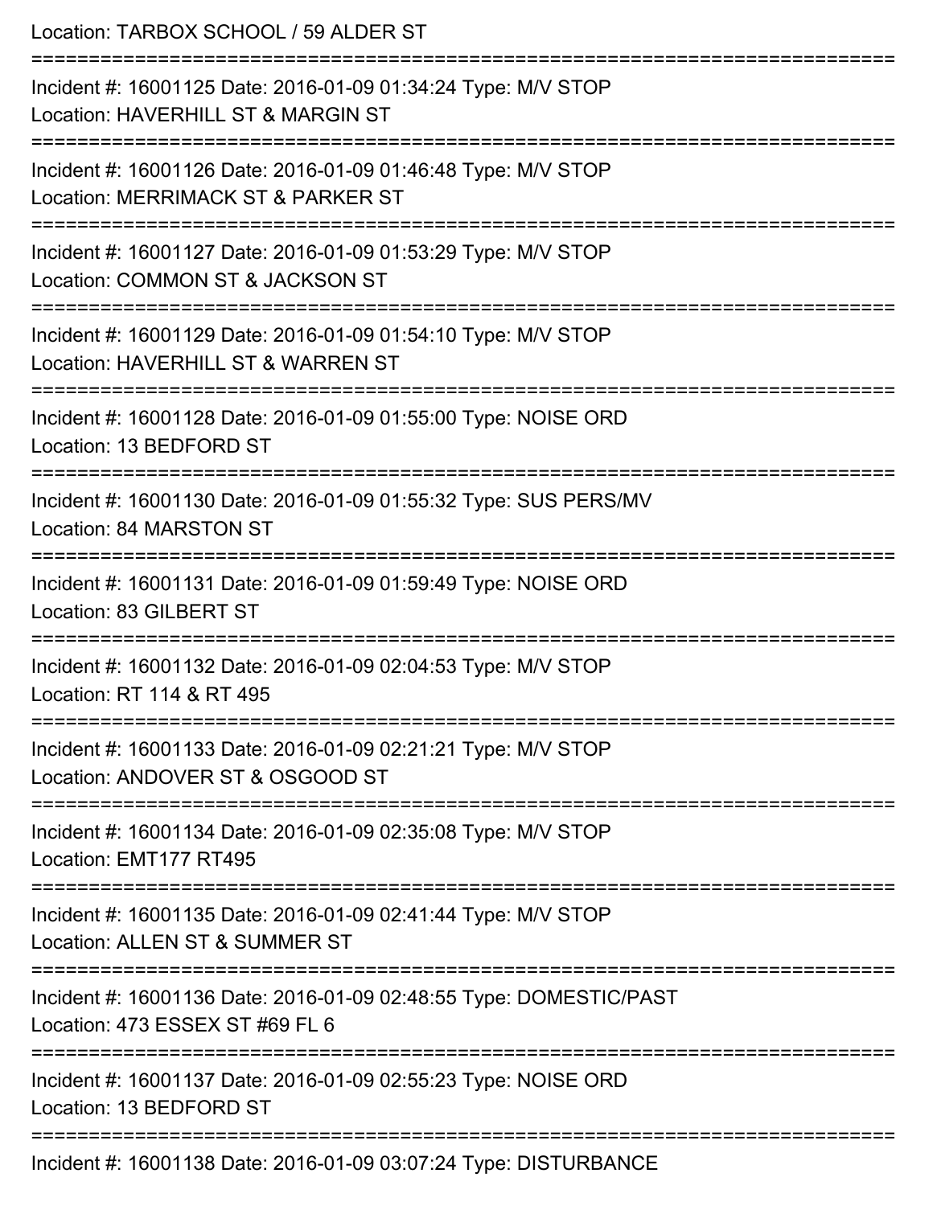Location: TARBOX SCHOOL / 59 ALDER ST

===========================================================================

Incident #: 16001125 Date: 2016-01-09 01:34:24 Type: M/V STOP

Location: HAVERHILL ST & MARGIN ST

===========================================================================

Incident #: 16001126 Date: 2016-01-09 01:46:48 Type: M/V STOP

Location: MERRIMACK ST & PARKER ST

===========================================================================

Incident #: 16001127 Date: 2016-01-09 01:53:29 Type: M/V STOP

Location: COMMON ST & JACKSON ST

===========================================================================

Incident #: 16001129 Date: 2016-01-09 01:54:10 Type: M/V STOP

Location: HAVERHILL ST & WARREN ST

===========================================================================

Incident #: 16001128 Date: 2016-01-09 01:55:00 Type: NOISE ORD

Location: 13 BEDFORD ST

===========================================================================

Incident #: 16001130 Date: 2016-01-09 01:55:32 Type: SUS PERS/MV

Location: 84 MARSTON ST

===========================================================================

Incident #: 16001131 Date: 2016-01-09 01:59:49 Type: NOISE ORD

Location: 83 GILBERT ST

===========================================================================

Incident #: 16001132 Date: 2016-01-09 02:04:53 Type: M/V STOP

Location: RT 114 & RT 495

===========================================================================

Incident #: 16001133 Date: 2016-01-09 02:21:21 Type: M/V STOP

Location: ANDOVER ST & OSGOOD ST

===========================================================================

Incident #: 16001134 Date: 2016-01-09 02:35:08 Type: M/V STOP

Location: EMT177 RT495

===========================================================================

Incident #: 16001135 Date: 2016-01-09 02:41:44 Type: M/V STOP

Location: ALLEN ST & SUMMER ST

===========================================================================

Incident #: 16001136 Date: 2016-01-09 02:48:55 Type: DOMESTIC/PAST

Location: 473 ESSEX ST #69 FL 6

===========================================================================

Incident #: 16001137 Date: 2016-01-09 02:55:23 Type: NOISE ORD

Location: 13 BEDFORD ST

===========================================================================

Incident #: 16001138 Date: 2016-01-09 03:07:24 Type: DISTURBANCE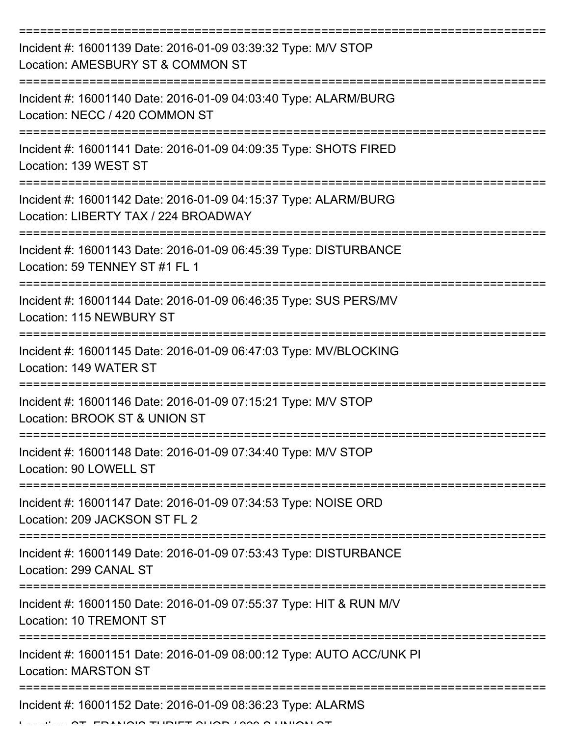===========================================================================

Incident #: 16001139 Date: 2016-01-09 03:39:32 Type: M/V STOP
Location: AMESBURY ST & COMMON ST

===========================================================================

Incident #: 16001140 Date: 2016-01-09 04:03:40 Type: ALARM/BURG
Location: NECC / 420 COMMON ST

===========================================================================

Incident #: 16001141 Date: 2016-01-09 04:09:35 Type: SHOTS FIRED
Location: 139 WEST ST

===========================================================================

Incident #: 16001142 Date: 2016-01-09 04:15:37 Type: ALARM/BURG
Location: LIBERTY TAX / 224 BROADWAY

===========================================================================

Incident #: 16001143 Date: 2016-01-09 06:45:39 Type: DISTURBANCE
Location: 59 TENNEY ST #1 FL 1

===========================================================================

Incident #: 16001144 Date: 2016-01-09 06:46:35 Type: SUS PERS/MV
Location: 115 NEWBURY ST

===========================================================================

Incident #: 16001145 Date: 2016-01-09 06:47:03 Type: MV/BLOCKING
Location: 149 WATER ST

===========================================================================

Incident #: 16001146 Date: 2016-01-09 07:15:21 Type: M/V STOP
Location: BROOK ST & UNION ST

===========================================================================

Incident #: 16001148 Date: 2016-01-09 07:34:40 Type: M/V STOP
Location: 90 LOWELL ST

===========================================================================

Incident #: 16001147 Date: 2016-01-09 07:34:53 Type: NOISE ORD
Location: 209 JACKSON ST FL 2

===========================================================================

Incident #: 16001149 Date: 2016-01-09 07:53:43 Type: DISTURBANCE
Location: 299 CANAL ST

===========================================================================

Incident #: 16001150 Date: 2016-01-09 07:55:37 Type: HIT & RUN M/V
Location: 10 TREMONT ST

===========================================================================

Incident #: 16001151 Date: 2016-01-09 08:00:12 Type: AUTO ACC/UNK PI
Location: MARSTON ST

===========================================================================

Incident #: 16001152 Date: 2016-01-09 08:36:23 Type: ALARMS
Location: ST. FRANCIS THRIFT SHOP / 320 S UNION ST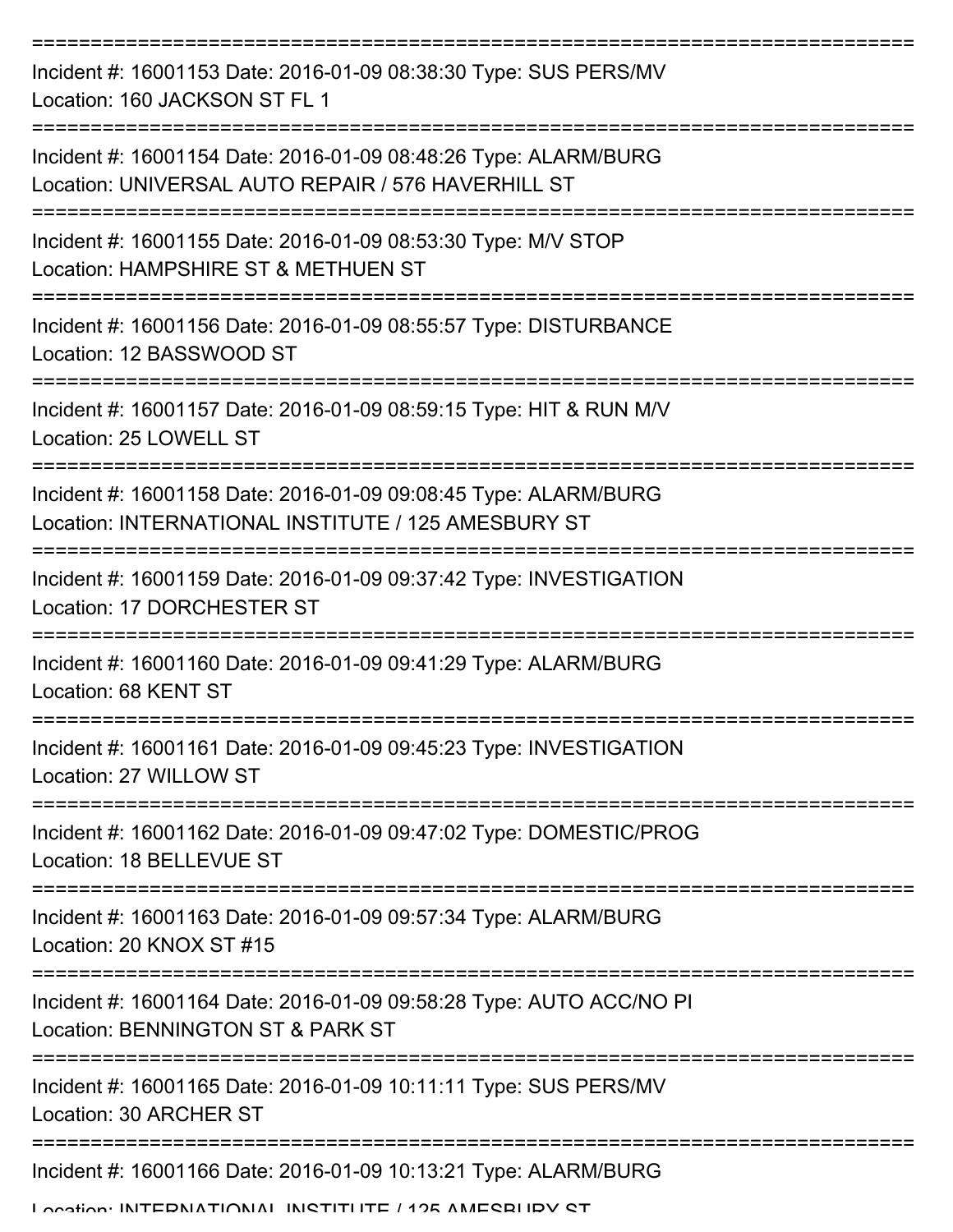Incident #: 16001153 Date: 2016-01-09 08:38:30 Type: SUS PERS/MV
Location: 160 JACKSON ST FL 1

Incident #: 16001154 Date: 2016-01-09 08:48:26 Type: ALARM/BURG
Location: UNIVERSAL AUTO REPAIR / 576 HAVERHILL ST

Incident #: 16001155 Date: 2016-01-09 08:53:30 Type: M/V STOP
Location: HAMPSHIRE ST & METHUEN ST

Incident #: 16001156 Date: 2016-01-09 08:55:57 Type: DISTURBANCE
Location: 12 BASSWOOD ST

Incident #: 16001157 Date: 2016-01-09 08:59:15 Type: HIT & RUN M/V
Location: 25 LOWELL ST

Incident #: 16001158 Date: 2016-01-09 09:08:45 Type: ALARM/BURG
Location: INTERNATIONAL INSTITUTE / 125 AMESBURY ST

Incident #: 16001159 Date: 2016-01-09 09:37:42 Type: INVESTIGATION
Location: 17 DORCHESTER ST

Incident #: 16001160 Date: 2016-01-09 09:41:29 Type: ALARM/BURG
Location: 68 KENT ST

Incident #: 16001161 Date: 2016-01-09 09:45:23 Type: INVESTIGATION
Location: 27 WILLOW ST

Incident #: 16001162 Date: 2016-01-09 09:47:02 Type: DOMESTIC/PROG
Location: 18 BELLEVUE ST

Incident #: 16001163 Date: 2016-01-09 09:57:34 Type: ALARM/BURG
Location: 20 KNOX ST #15

Incident #: 16001164 Date: 2016-01-09 09:58:28 Type: AUTO ACC/NO PI
Location: BENNINGTON ST & PARK ST

Incident #: 16001165 Date: 2016-01-09 10:11:11 Type: SUS PERS/MV
Location: 30 ARCHER ST

Incident #: 16001166 Date: 2016-01-09 10:13:21 Type: ALARM/BURG
Location: INTERNATIONAL INSTITUTE / 125 AMESBURY ST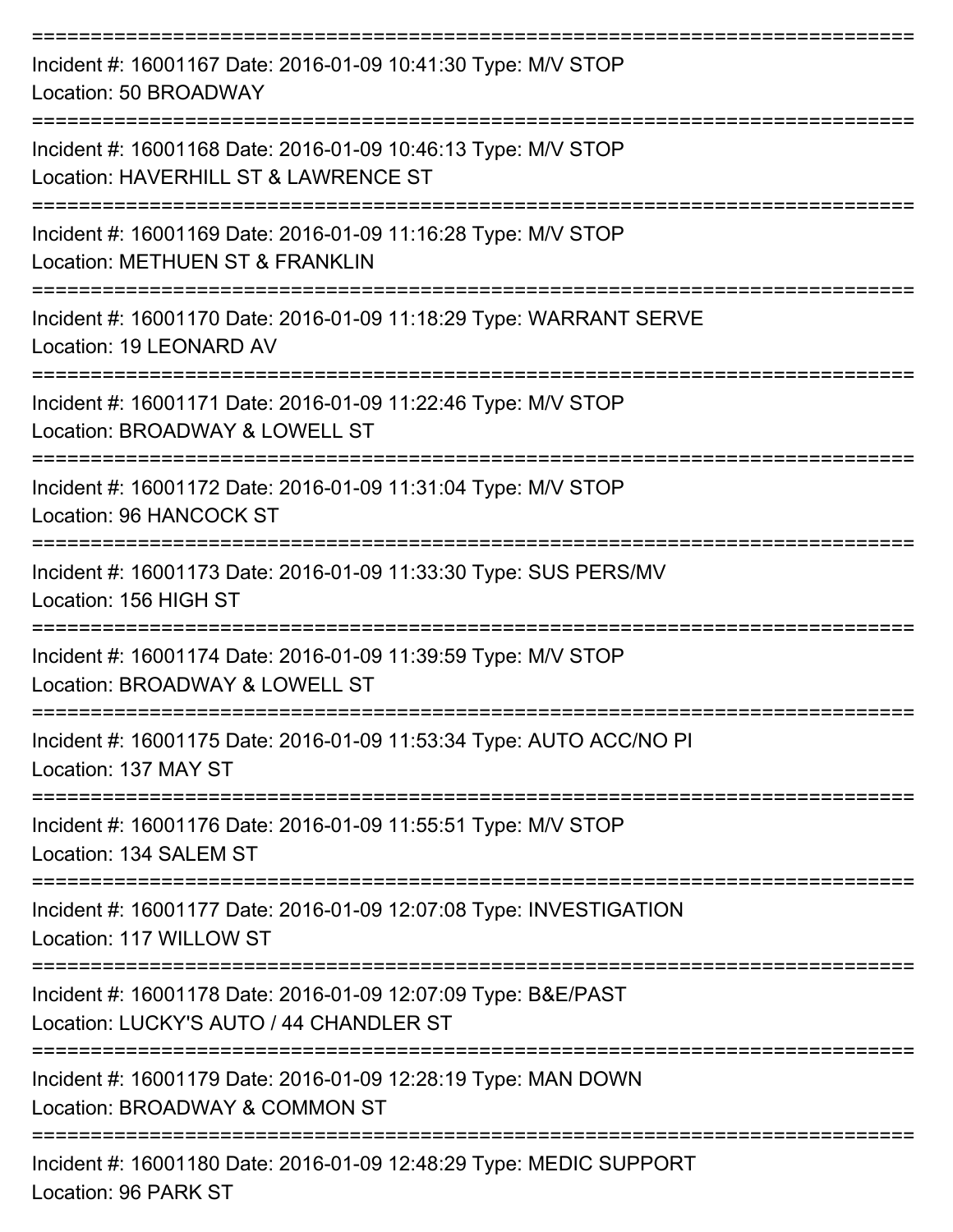===========================================================================

Incident #: 16001167 Date: 2016-01-09 10:41:30 Type: M/V STOP
Location: 50 BROADWAY

===========================================================================

Incident #: 16001168 Date: 2016-01-09 10:46:13 Type: M/V STOP
Location: HAVERHILL ST & LAWRENCE ST

===========================================================================

Incident #: 16001169 Date: 2016-01-09 11:16:28 Type: M/V STOP
Location: METHUEN ST & FRANKLIN

===========================================================================

Incident #: 16001170 Date: 2016-01-09 11:18:29 Type: WARRANT SERVE
Location: 19 LEONARD AV

===========================================================================

Incident #: 16001171 Date: 2016-01-09 11:22:46 Type: M/V STOP
Location: BROADWAY & LOWELL ST

===========================================================================

Incident #: 16001172 Date: 2016-01-09 11:31:04 Type: M/V STOP
Location: 96 HANCOCK ST

===========================================================================

Incident #: 16001173 Date: 2016-01-09 11:33:30 Type: SUS PERS/MV
Location: 156 HIGH ST

===========================================================================

Incident #: 16001174 Date: 2016-01-09 11:39:59 Type: M/V STOP
Location: BROADWAY & LOWELL ST

===========================================================================

Incident #: 16001175 Date: 2016-01-09 11:53:34 Type: AUTO ACC/NO PI
Location: 137 MAY ST

===========================================================================

Incident #: 16001176 Date: 2016-01-09 11:55:51 Type: M/V STOP
Location: 134 SALEM ST

===========================================================================

Incident #: 16001177 Date: 2016-01-09 12:07:08 Type: INVESTIGATION
Location: 117 WILLOW ST

===========================================================================

Incident #: 16001178 Date: 2016-01-09 12:07:09 Type: B&E/PAST
Location: LUCKY'S AUTO / 44 CHANDLER ST

===========================================================================

Incident #: 16001179 Date: 2016-01-09 12:28:19 Type: MAN DOWN
Location: BROADWAY & COMMON ST

===========================================================================

Incident #: 16001180 Date: 2016-01-09 12:48:29 Type: MEDIC SUPPORT
Location: 96 PARK ST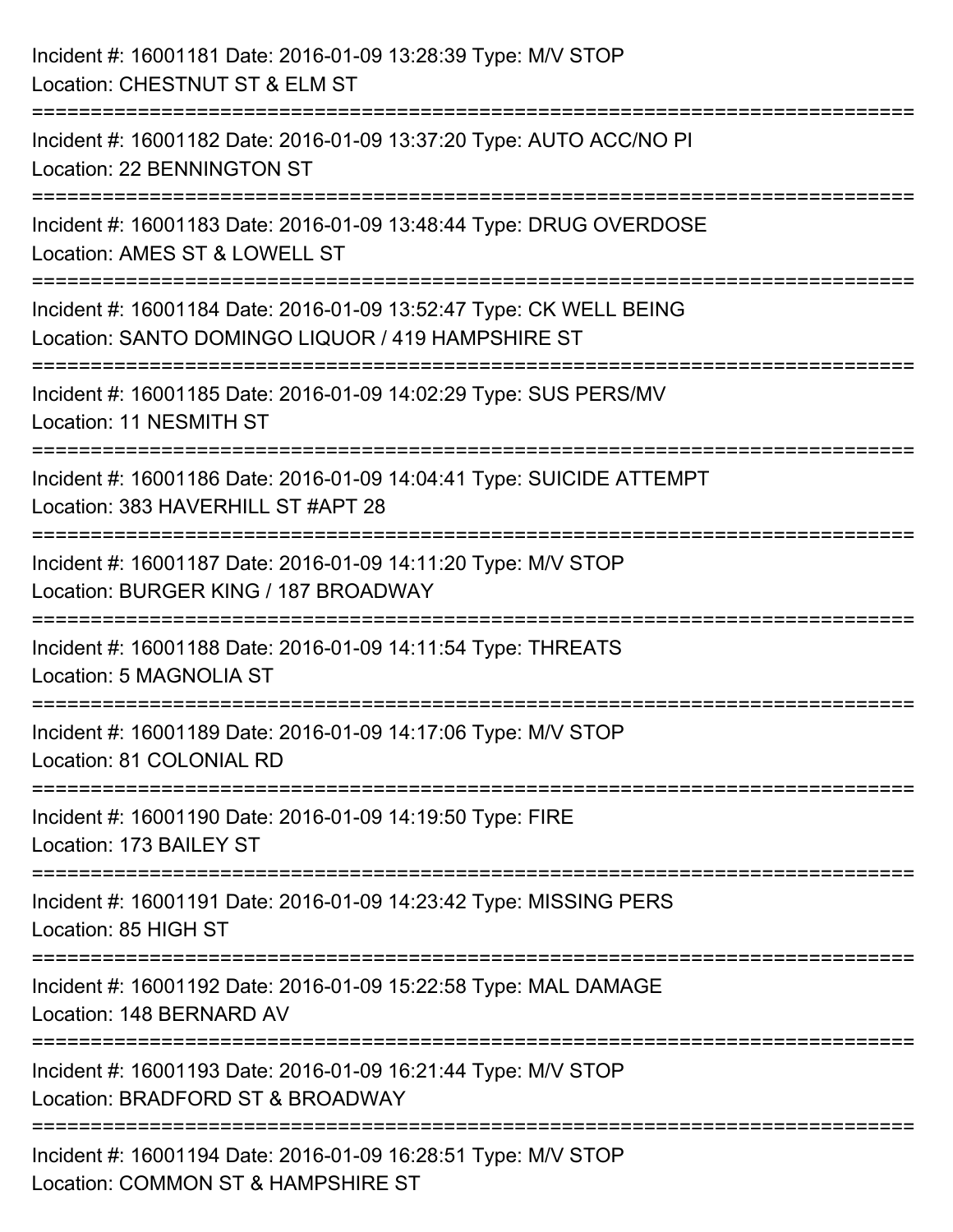Incident #: 16001181 Date: 2016-01-09 13:28:39 Type: M/V STOP
Location: CHESTNUT ST & ELM ST

===========================================================================

Incident #: 16001182 Date: 2016-01-09 13:37:20 Type: AUTO ACC/NO PI
Location: 22 BENNINGTON ST

===========================================================================

Incident #: 16001183 Date: 2016-01-09 13:48:44 Type: DRUG OVERDOSE
Location: AMES ST & LOWELL ST

===========================================================================

Incident #: 16001184 Date: 2016-01-09 13:52:47 Type: CK WELL BEING
Location: SANTO DOMINGO LIQUOR / 419 HAMPSHIRE ST

===========================================================================

Incident #: 16001185 Date: 2016-01-09 14:02:29 Type: SUS PERS/MV
Location: 11 NESMITH ST

===========================================================================

Incident #: 16001186 Date: 2016-01-09 14:04:41 Type: SUICIDE ATTEMPT
Location: 383 HAVERHILL ST #APT 28

===========================================================================

Incident #: 16001187 Date: 2016-01-09 14:11:20 Type: M/V STOP
Location: BURGER KING / 187 BROADWAY

===========================================================================

Incident #: 16001188 Date: 2016-01-09 14:11:54 Type: THREATS
Location: 5 MAGNOLIA ST

===========================================================================

Incident #: 16001189 Date: 2016-01-09 14:17:06 Type: M/V STOP
Location: 81 COLONIAL RD

===========================================================================

Incident #: 16001190 Date: 2016-01-09 14:19:50 Type: FIRE
Location: 173 BAILEY ST

===========================================================================

Incident #: 16001191 Date: 2016-01-09 14:23:42 Type: MISSING PERS
Location: 85 HIGH ST

===========================================================================

Incident #: 16001192 Date: 2016-01-09 15:22:58 Type: MAL DAMAGE
Location: 148 BERNARD AV

===========================================================================

Incident #: 16001193 Date: 2016-01-09 16:21:44 Type: M/V STOP
Location: BRADFORD ST & BROADWAY

===========================================================================

Incident #: 16001194 Date: 2016-01-09 16:28:51 Type: M/V STOP
Location: COMMON ST & HAMPSHIRE ST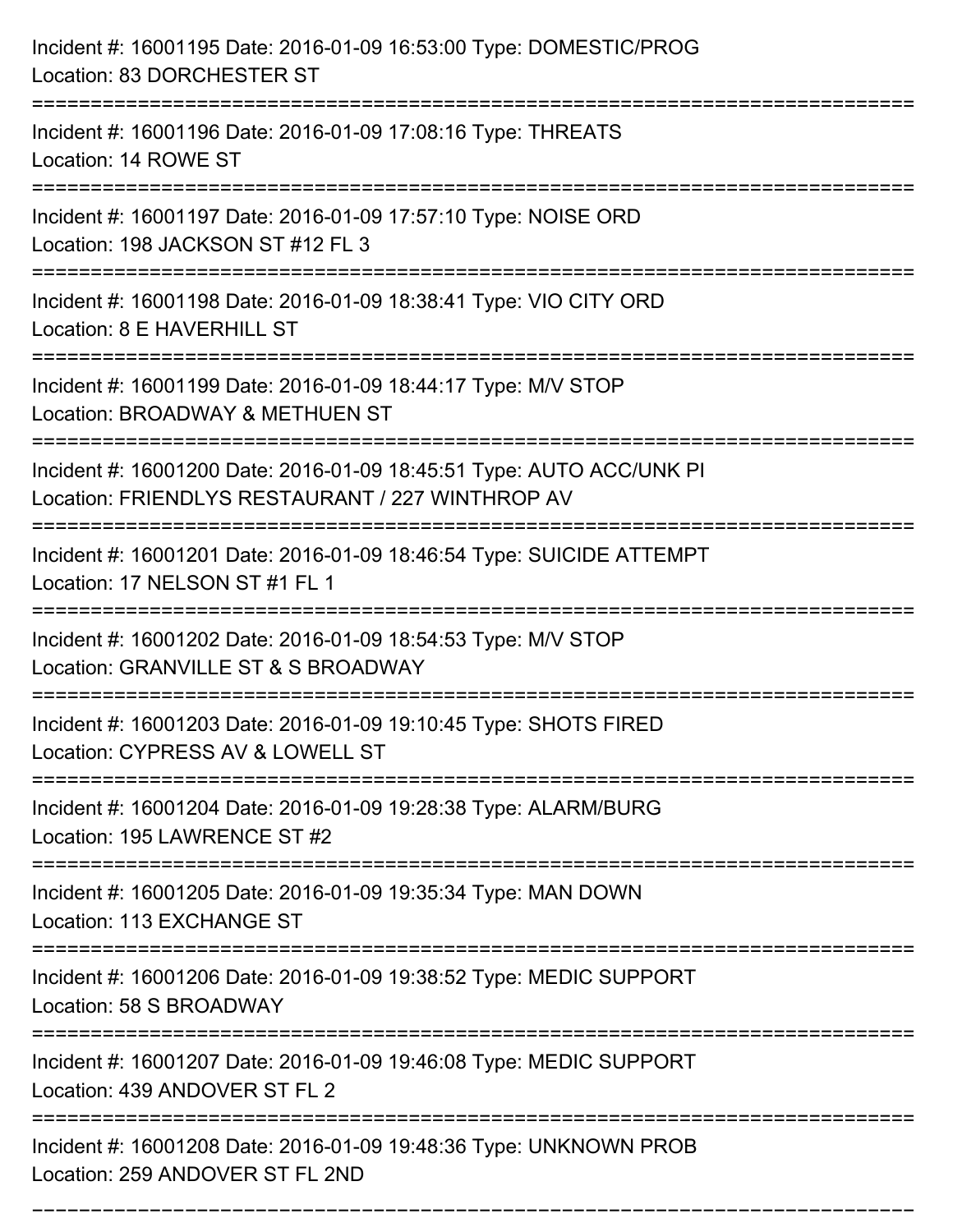Incident #: 16001195 Date: 2016-01-09 16:53:00 Type: DOMESTIC/PROG
Location: 83 DORCHESTER ST

===========================================================================

Incident #: 16001196 Date: 2016-01-09 17:08:16 Type: THREATS
Location: 14 ROWE ST

===========================================================================

Incident #: 16001197 Date: 2016-01-09 17:57:10 Type: NOISE ORD
Location: 198 JACKSON ST #12 FL 3

===========================================================================

Incident #: 16001198 Date: 2016-01-09 18:38:41 Type: VIO CITY ORD
Location: 8 E HAVERHILL ST

===========================================================================

Incident #: 16001199 Date: 2016-01-09 18:44:17 Type: M/V STOP
Location: BROADWAY & METHUEN ST

===========================================================================

Incident #: 16001200 Date: 2016-01-09 18:45:51 Type: AUTO ACC/UNK PI
Location: FRIENDLYS RESTAURANT / 227 WINTHROP AV

===========================================================================

Incident #: 16001201 Date: 2016-01-09 18:46:54 Type: SUICIDE ATTEMPT
Location: 17 NELSON ST #1 FL 1

===========================================================================

Incident #: 16001202 Date: 2016-01-09 18:54:53 Type: M/V STOP
Location: GRANVILLE ST & S BROADWAY

===========================================================================

Incident #: 16001203 Date: 2016-01-09 19:10:45 Type: SHOTS FIRED
Location: CYPRESS AV & LOWELL ST

===========================================================================

Incident #: 16001204 Date: 2016-01-09 19:28:38 Type: ALARM/BURG
Location: 195 LAWRENCE ST #2

===========================================================================

Incident #: 16001205 Date: 2016-01-09 19:35:34 Type: MAN DOWN
Location: 113 EXCHANGE ST

===========================================================================

Incident #: 16001206 Date: 2016-01-09 19:38:52 Type: MEDIC SUPPORT
Location: 58 S BROADWAY

===========================================================================

Incident #: 16001207 Date: 2016-01-09 19:46:08 Type: MEDIC SUPPORT
Location: 439 ANDOVER ST FL 2

===========================================================================

Incident #: 16001208 Date: 2016-01-09 19:48:36 Type: UNKNOWN PROB
Location: 259 ANDOVER ST FL 2ND

===========================================================================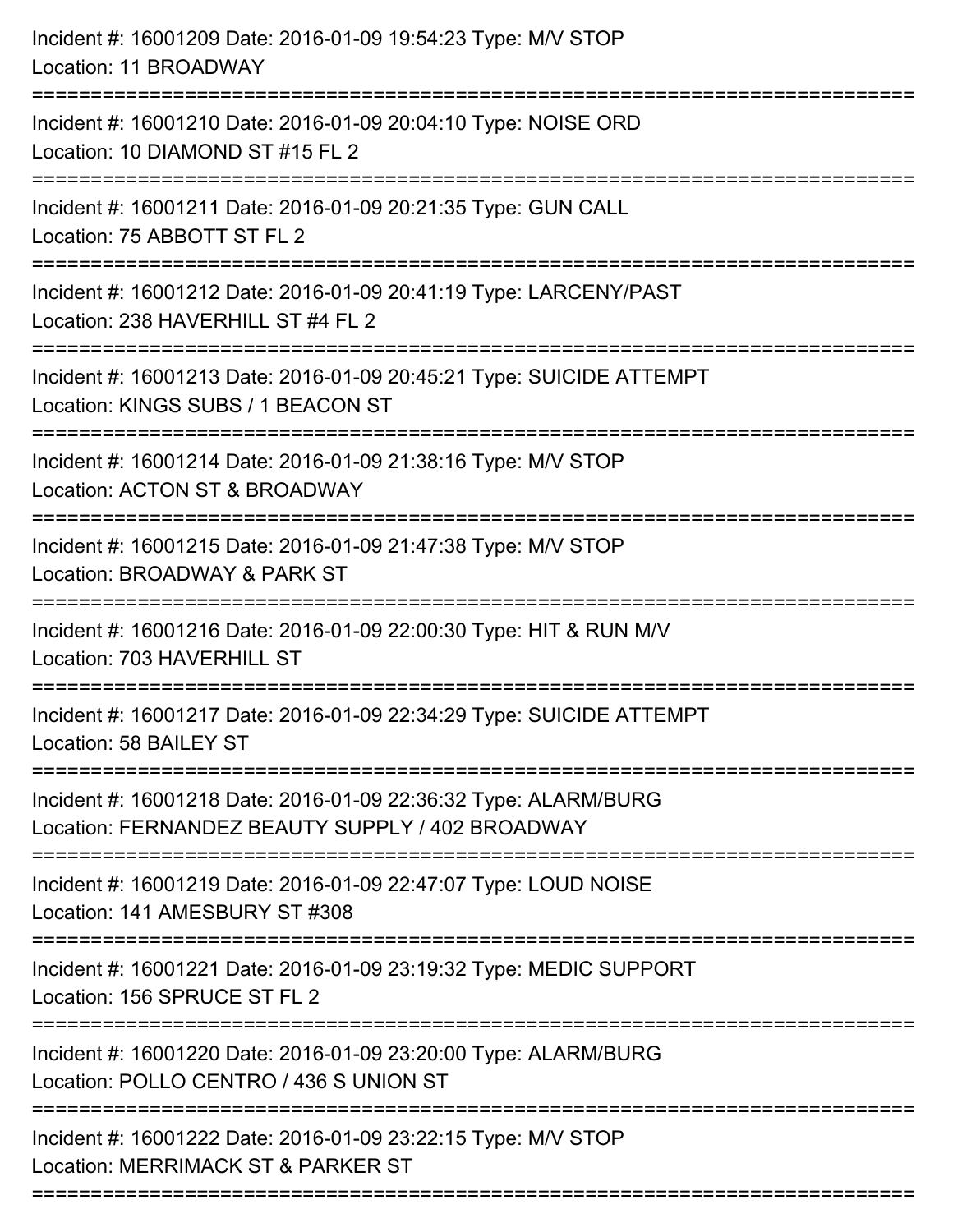Incident #: 16001209 Date: 2016-01-09 19:54:23 Type: M/V STOP
Location: 11 BROADWAY

===========================================================================

Incident #: 16001210 Date: 2016-01-09 20:04:10 Type: NOISE ORD
Location: 10 DIAMOND ST #15 FL 2

===========================================================================

Incident #: 16001211 Date: 2016-01-09 20:21:35 Type: GUN CALL
Location: 75 ABBOTT ST FL 2

===========================================================================

Incident #: 16001212 Date: 2016-01-09 20:41:19 Type: LARCENY/PAST
Location: 238 HAVERHILL ST #4 FL 2

===========================================================================

Incident #: 16001213 Date: 2016-01-09 20:45:21 Type: SUICIDE ATTEMPT
Location: KINGS SUBS / 1 BEACON ST

===========================================================================

Incident #: 16001214 Date: 2016-01-09 21:38:16 Type: M/V STOP
Location: ACTON ST & BROADWAY

===========================================================================

Incident #: 16001215 Date: 2016-01-09 21:47:38 Type: M/V STOP
Location: BROADWAY & PARK ST

===========================================================================

Incident #: 16001216 Date: 2016-01-09 22:00:30 Type: HIT & RUN M/V
Location: 703 HAVERHILL ST

===========================================================================

Incident #: 16001217 Date: 2016-01-09 22:34:29 Type: SUICIDE ATTEMPT
Location: 58 BAILEY ST

===========================================================================

Incident #: 16001218 Date: 2016-01-09 22:36:32 Type: ALARM/BURG
Location: FERNANDEZ BEAUTY SUPPLY / 402 BROADWAY

===========================================================================

Incident #: 16001219 Date: 2016-01-09 22:47:07 Type: LOUD NOISE
Location: 141 AMESBURY ST #308

===========================================================================

Incident #: 16001221 Date: 2016-01-09 23:19:32 Type: MEDIC SUPPORT
Location: 156 SPRUCE ST FL 2

===========================================================================

Incident #: 16001220 Date: 2016-01-09 23:20:00 Type: ALARM/BURG
Location: POLLO CENTRO / 436 S UNION ST

===========================================================================

Incident #: 16001222 Date: 2016-01-09 23:22:15 Type: M/V STOP
Location: MERRIMACK ST & PARKER ST

===========================================================================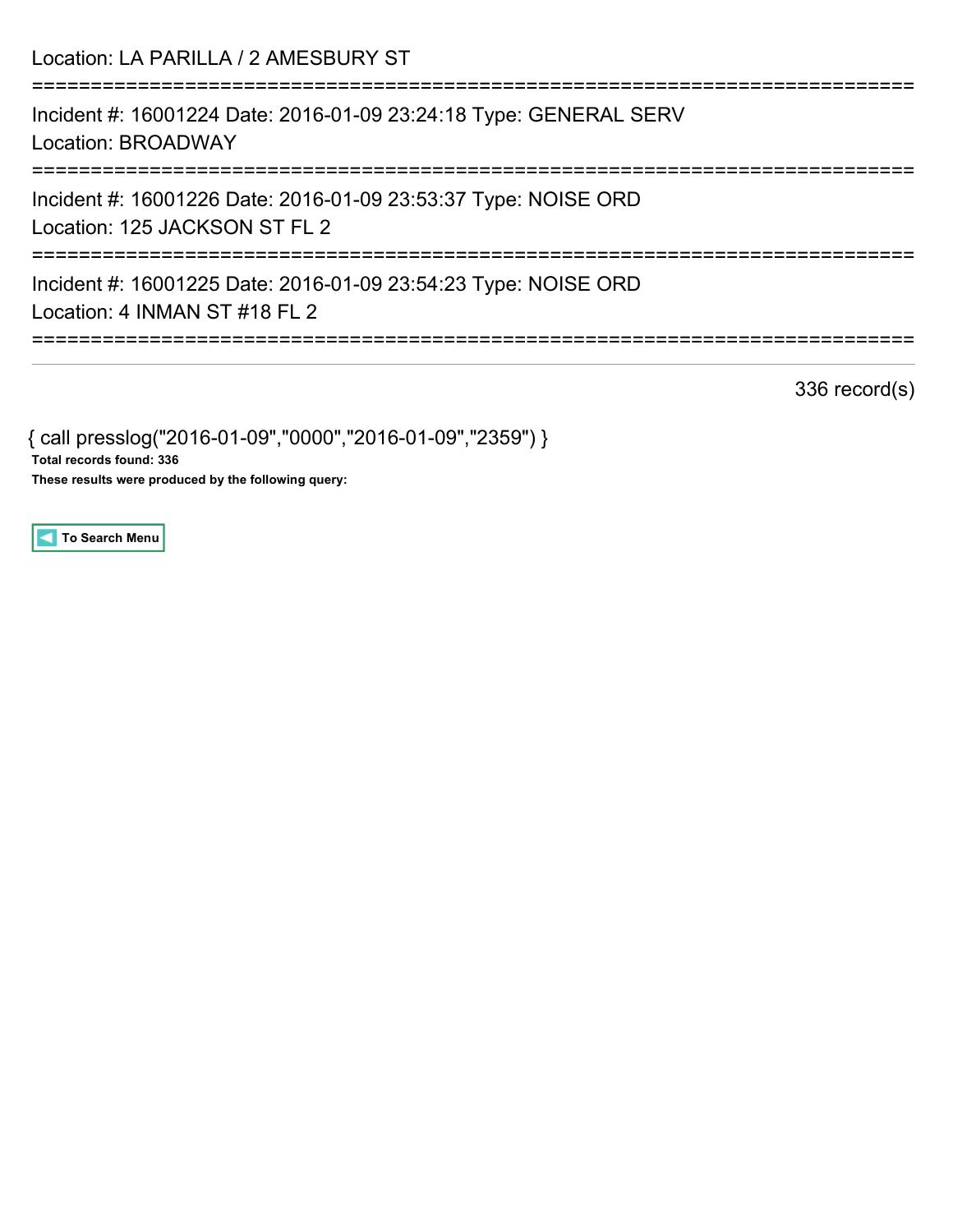Location: LA PARILLA / 2 AMESBURY ST

===========================================================================

Incident #: 16001224 Date: 2016-01-09 23:24:18 Type: GENERAL SERV

Location: BROADWAY

===========================================================================

Incident #: 16001226 Date: 2016-01-09 23:53:37 Type: NOISE ORD

Location: 125 JACKSON ST FL 2

===========================================================================

Incident #: 16001225 Date: 2016-01-09 23:54:23 Type: NOISE ORD

Location: 4 INMAN ST #18 FL 2

===========================================================================

336 record(s)

{ call presslog("2016-01-09","0000","2016-01-09","2359") }

**Total records found: 336**

**These results were produced by the following query:**

**To Search Menu**